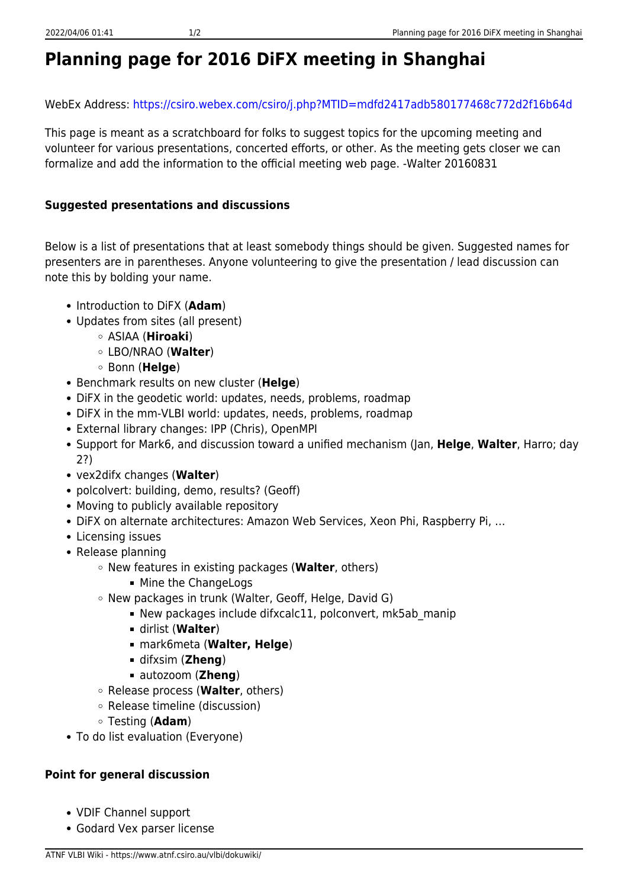# Planning page for 2016 DiFX meeting in Shanghai

WebEx Address: https://csiro.webex.com/csiro/j.php?MTID=mdfd2417adb580177468c772d2f16b64d

This page is meant as a scratchboard for folks to suggest topics for the upcoming meeting and volunteer for various presentations, concerted efforts, or other. As the meeting gets closer we can formalize and add the information to the official meeting web page. -Walter 20160831

### Suggested presentations and discussions

Below is a list of presentations that at least somebody things should be given. Suggested names for presenters are in parentheses. Anyone volunteering to give the presentation / lead discussion can note this by bolding your name.

- Introduction to DiFX (**Adam**)
- Updates from sites (all present)
  - ASIAA (**Hiroaki**)
  - LBO/NRAO (**Walter**)
  - Bonn (**Helge**)
- Benchmark results on new cluster (**Helge**)
- DiFX in the geodetic world: updates, needs, problems, roadmap
- DiFX in the mm-VLBI world: updates, needs, problems, roadmap
- External library changes: IPP (Chris), OpenMPI
- Support for Mark6, and discussion toward a unified mechanism (Jan, **Helge**, **Walter**, Harro; day 2?)
- vex2difx changes (**Walter**)
- polcolvert: building, demo, results? (Geoff)
- Moving to publicly available repository
- DiFX on alternate architectures: Amazon Web Services, Xeon Phi, Raspberry Pi, …
- Licensing issues
- Release planning
  - New features in existing packages (**Walter**, others)
    - Mine the ChangeLogs
  - New packages in trunk (Walter, Geoff, Helge, David G)
    - New packages include difxcalc11, polconvert, mk5ab_manip
    - dirlist (**Walter**)
    - mark6meta (**Walter, Helge**)
    - difxsim (**Zheng**)
    - autozoom (**Zheng**)
  - Release process (**Walter**, others)
  - Release timeline (discussion)
  - Testing (**Adam**)
- To do list evaluation (Everyone)

### Point for general discussion

- VDIF Channel support
- Godard Vex parser license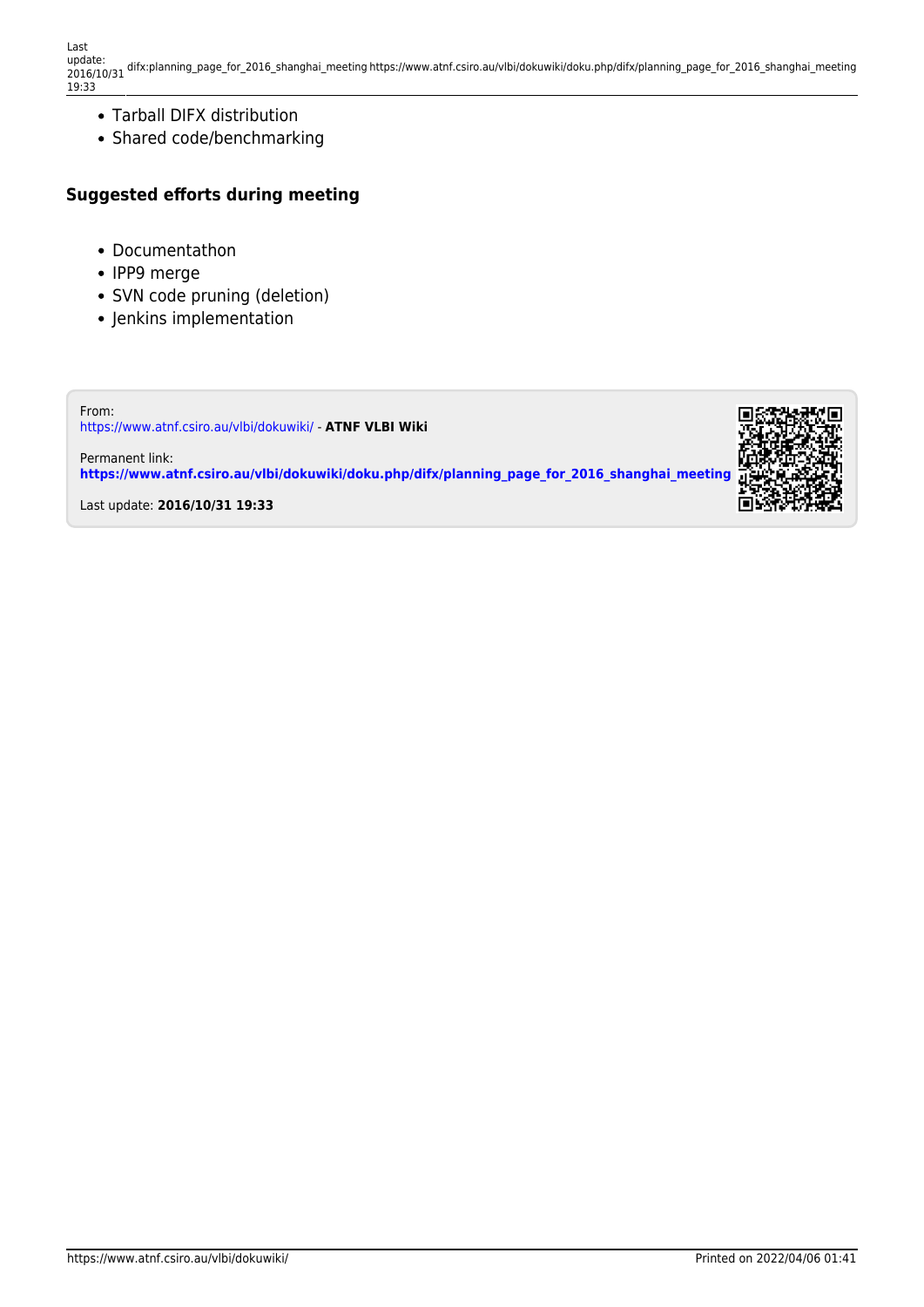- Tarball DIFX distribution
- Shared code/benchmarking

### Suggested efforts during meeting

- Documentathon
- IPP9 merge
- SVN code pruning (deletion)
- Jenkins implementation

From:
https://www.atnf.csiro.au/vlbi/dokuwiki/ - **ATNF VLBI Wiki**

Permanent link:
**https://www.atnf.csiro.au/vlbi/dokuwiki/doku.php/difx/planning_page_for_2016_shanghai_meeting**

Last update: **2016/10/31 19:33**